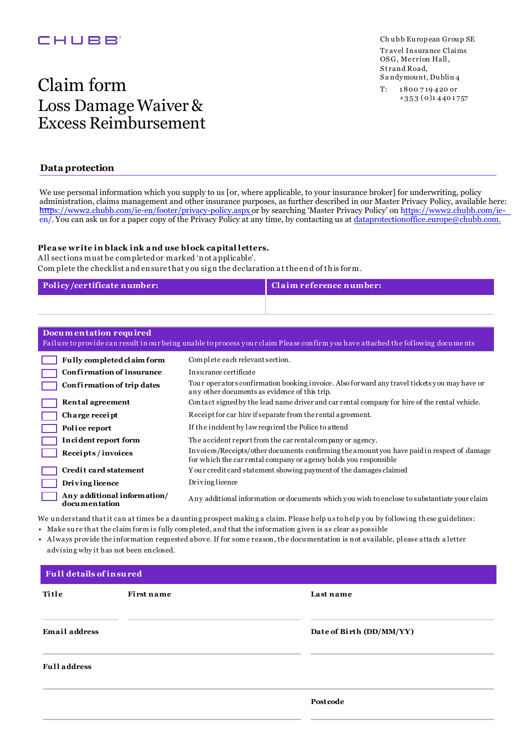CHUBB

Chubb European Group SE

Travel Insurance Claims
OSG, Merrion Hall,
Strand Road,
Sandymount, Dublin 4

T: 1800 719 420 or
+353 (0)1 4401757

# Claim form
## Loss Damage Waiver & Excess Reimbursement

### Data protection

We use personal information which you supply to us [or, where applicable, to your insurance broker] for underwriting, policy administration, claims management and other insurance purposes, as further described in our Master Privacy Policy, available here: https://www2.chubb.com/ie-en/footer/privacy-policy.aspx or by searching 'Master Privacy Policy' on https://www2.chubb.com/ie-en/. You can ask us for a paper copy of the Privacy Policy at any time, by contacting us at dataprotectionoffice.europe@chubb.com.

**Please write in black ink and use block capital letters.**
All sections must be completed or marked 'not applicable'.
Complete the checklist and ensure that you sign the declaration at the end of this form.

| Policy/certificate number: | Claim reference number: |
|---|---|
| | |

**Documentation required**
Failure to provide can result in our being unable to process your claim Please confirm you have attached the following documents

| | | |
|---|---|---|
| ☐ | **Fully completed claim form** | Complete each relevant section. |
| ☐ | **Confirmation of insurance** | Insurance certificate |
| ☐ | **Confirmation of trip dates** | Tour operators confirmation booking invoice. Also forward any travel tickets you may have or any other documents as evidence of this trip. |
| ☐ | **Rental agreement** | Contact signed by the lead name driver and car rental company for hire of the rental vehicle. |
| ☐ | **Charge receipt** | Receipt for car hire if separate from the rental agreement. |
| ☐ | **Police report** | If the incident by law required the Police to attend |
| ☐ | **Incident report form** | The accident report from the car rental company or agency. |
| ☐ | **Receipts / invoices** | Invoices/Receipts/other documents confirming the amount you have paid in respect of damage for which the car rental company or agency holds you responsible |
| ☐ | **Credit card statement** | Your credit card statement showing payment of the damages claimed |
| ☐ | **Driving licence** | Driving licence |
| ☐ | **Any additional information/ documentation** | Any additional information or documents which you wish to enclose to substantiate your claim |

We understand that it can at times be a daunting prospect making a claim. Please help us to help you by following these guidelines:

- Make sure that the claim form is fully completed, and that the information given is as clear as possible
- Always provide the information requested above. If for some reason, the documentation is not available, please attach a letter advising why it has not been enclosed.

**Full details of insured**

| Title | First name | Last name |
|---|---|---|
| | | |

| Email address | Date of Birth (DD/MM/YY) |
|---|---|
| | |

| Full address | |
|---|---|
| | |
| | **Postcode** |
| | |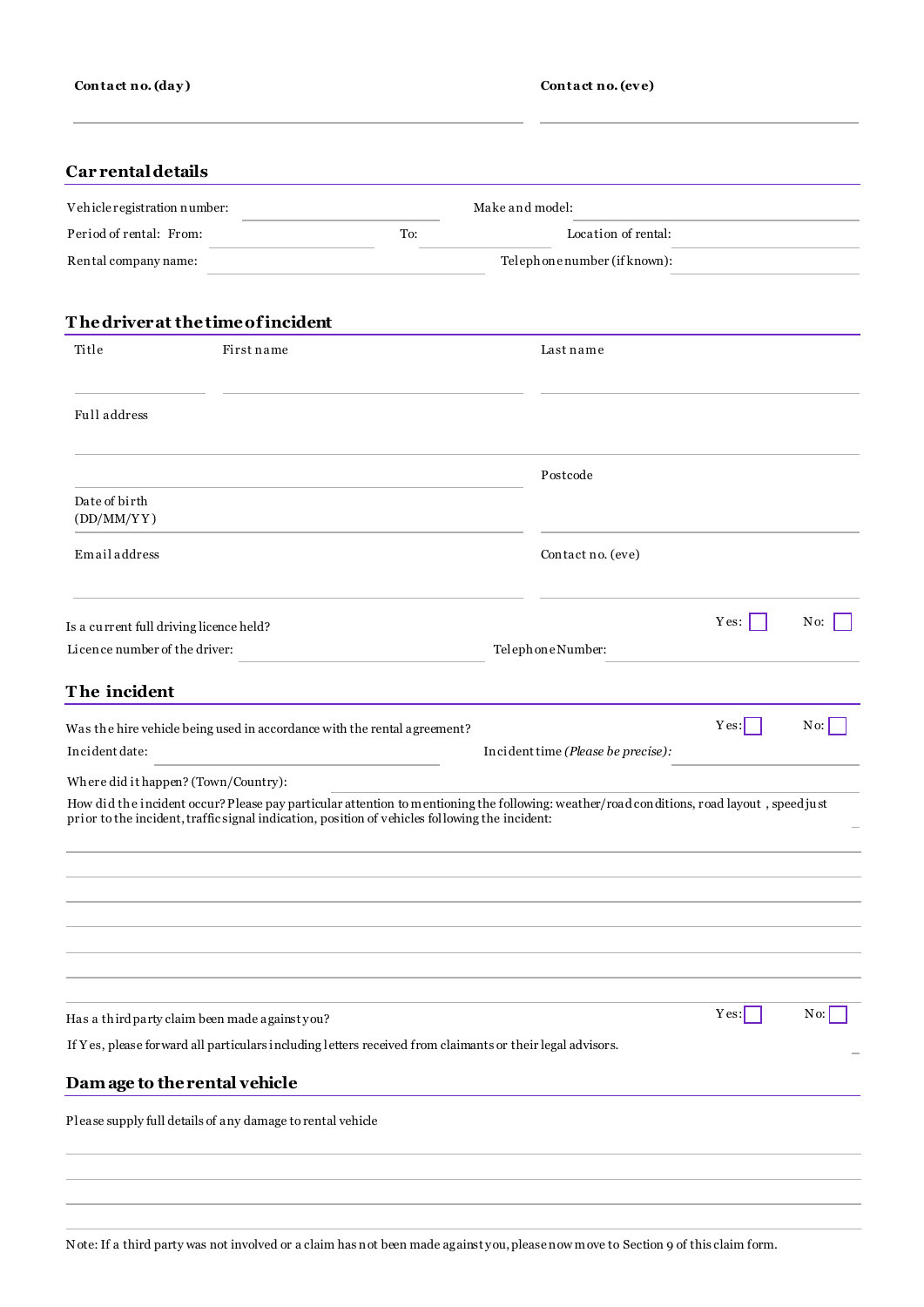**Contact no. (day)**

**Contact no. (eve)**

## Car rental details

Vehicle registration number:

Make and model:

Period of rental: From:

To:

Location of rental:

Rental company name:

Telephone number (if known):

## The driver at the time of incident

Title

First name

Last name

Full address

Postcode

Date of birth (DD/MM/YY)

Email address

Contact no. (eve)

Is a current full driving licence held? Yes: ☐ No: ☐

Licence number of the driver:

Telephone Number:

## The incident

Was the hire vehicle being used in accordance with the rental agreement? Yes: ☐ No: ☐

Incident date:

Incident time *(Please be precise)*:

Where did it happen? (Town/Country):

How did the incident occur? Please pay particular attention to mentioning the following: weather/road conditions, road layout, speed just prior to the incident, traffic signal indication, position of vehicles following the incident:

Has a third party claim been made against you? Yes: ☐ No: ☐

If Yes, please forward all particulars including letters received from claimants or their legal advisors.

## Damage to the rental vehicle

Please supply full details of any damage to rental vehicle

Note: If a third party was not involved or a claim has not been made against you, please now move to Section 9 of this claim form.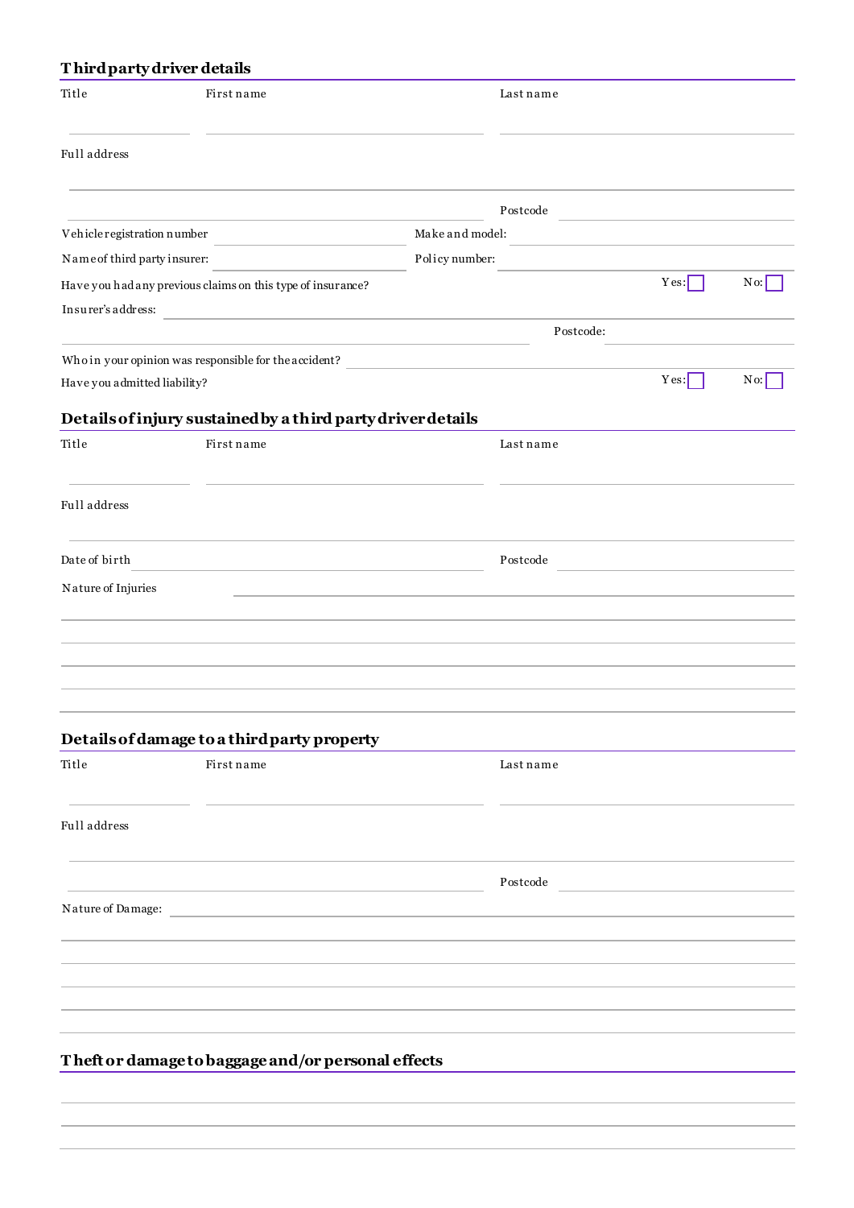## Third party driver details

Title

First name

Last name

Full address

Postcode

Vehicle registration number

Make and model:

Name of third party insurer:

Policy number:

Have you had any previous claims on this type of insurance? Yes: ☐ No: ☐

Insurer's address:

Postcode:

Who in your opinion was responsible for the accident?

Have you admitted liability? Yes: ☐ No: ☐

## Details of injury sustained by a third party driver details

Title

First name

Last name

Full address

Date of birth

Postcode

Nature of Injuries

## Details of damage to a third party property

Title

First name

Last name

Full address

Postcode

Nature of Damage:

## Theft or damage to baggage and/or personal effects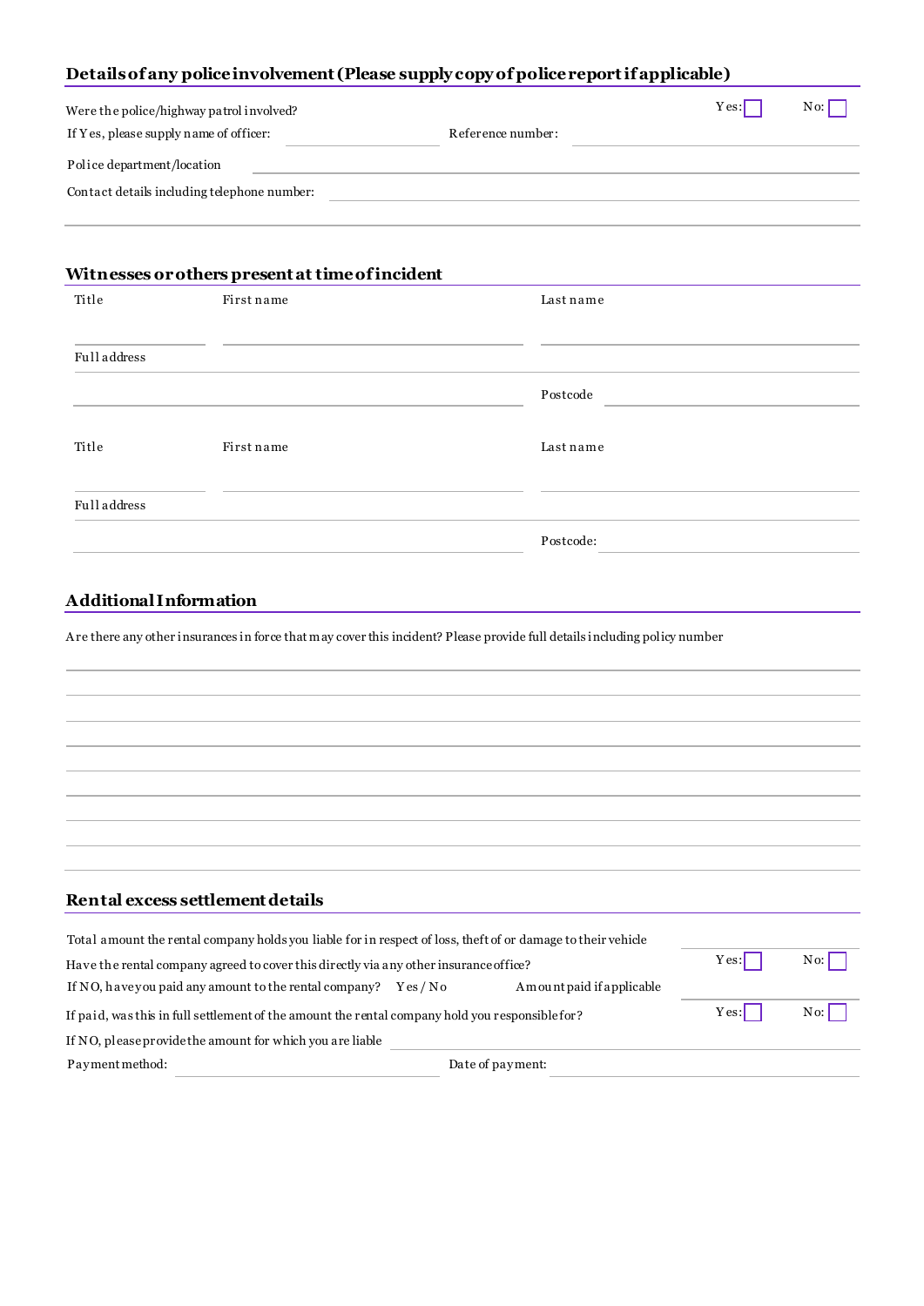## Details of any police involvement (Please supply copy of police report if applicable)

Were the police/highway patrol involved? Yes: ☐ No: ☐

If Yes, please supply name of officer: \_\_\_\_\_\_\_\_\_\_ Reference number: \_\_\_\_\_\_\_\_\_\_

Police department/location \_\_\_\_\_\_\_\_\_\_

Contact details including telephone number: \_\_\_\_\_\_\_\_\_\_

## Witnesses or others present at time of incident

| Title | First name | Last name |
|---|---|---|
| | | |

Full address

| | Postcode |
|---|---|
| | |

| Title | First name | Last name |
|---|---|---|
| | | |

Full address

| | Postcode: |
|---|---|
| | |

## Additional Information

Are there any other insurances in force that may cover this incident? Please provide full details including policy number

## Rental excess settlement details

Total amount the rental company holds you liable for in respect of loss, theft of or damage to their vehicle \_\_\_\_\_\_\_\_\_\_

Have the rental company agreed to cover this directly via any other insurance office? Yes: ☐ No: ☐

If NO, have you paid any amount to the rental company? Yes / No Amount paid if applicable \_\_\_\_\_\_\_\_\_\_

If paid, was this in full settlement of the amount the rental company hold you responsible for? Yes: ☐ No: ☐

If NO, please provide the amount for which you are liable \_\_\_\_\_\_\_\_\_\_

Payment method: \_\_\_\_\_\_\_\_\_\_ Date of payment: \_\_\_\_\_\_\_\_\_\_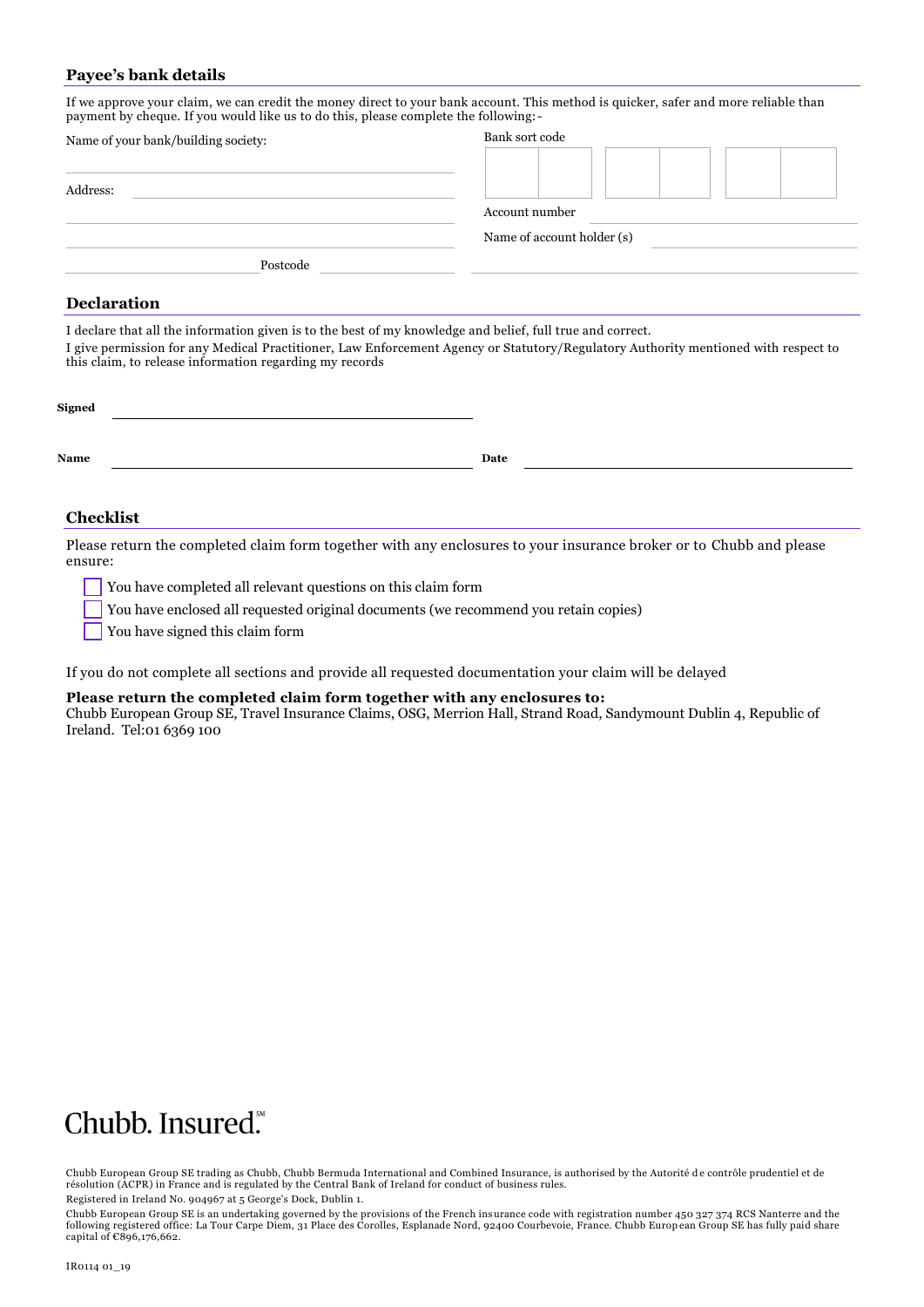## Payee's bank details

If we approve your claim, we can credit the money direct to your bank account. This method is quicker, safer and more reliable than payment by cheque. If you would like us to do this, please complete the following:-

Name of your bank/building society: \_\_\_\_\_\_\_\_\_\_\_\_\_\_\_\_\_\_\_\_

Address: \_\_\_\_\_\_\_\_\_\_\_\_\_\_\_\_\_\_\_\_

Postcode \_\_\_\_\_\_\_\_\_\_

Bank sort code

| | | | | | |
|---|---|---|---|---|---|
| | | | | | |

Account number \_\_\_\_\_\_\_\_\_\_\_\_\_\_\_\_\_\_\_\_

Name of account holder (s) \_\_\_\_\_\_\_\_\_\_\_\_\_\_\_\_\_\_\_\_

## Declaration

I declare that all the information given is to the best of my knowledge and belief, full true and correct.

I give permission for any Medical Practitioner, Law Enforcement Agency or Statutory/Regulatory Authority mentioned with respect to this claim, to release information regarding my records

**Signed** \_\_\_\_\_\_\_\_\_\_\_\_\_\_\_\_\_\_\_\_

**Name** \_\_\_\_\_\_\_\_\_\_\_\_\_\_\_\_\_\_\_\_ **Date** \_\_\_\_\_\_\_\_\_\_\_\_\_\_\_\_\_\_\_\_

## Checklist

Please return the completed claim form together with any enclosures to your insurance broker or to Chubb and please ensure:

- ☐ You have completed all relevant questions on this claim form
- ☐ You have enclosed all requested original documents (we recommend you retain copies)
- ☐ You have signed this claim form

If you do not complete all sections and provide all requested documentation your claim will be delayed

**Please return the completed claim form together with any enclosures to:**
Chubb European Group SE, Travel Insurance Claims, OSG, Merrion Hall, Strand Road, Sandymount Dublin 4, Republic of Ireland. Tel:01 6369 100

Chubb. Insured.℠

Chubb European Group SE trading as Chubb, Chubb Bermuda International and Combined Insurance, is authorised by the Autorité de contrôle prudentiel et de résolution (ACPR) in France and is regulated by the Central Bank of Ireland for conduct of business rules.

Registered in Ireland No. 904967 at 5 George's Dock, Dublin 1.

Chubb European Group SE is an undertaking governed by the provisions of the French insurance code with registration number 450 327 374 RCS Nanterre and the following registered office: La Tour Carpe Diem, 31 Place des Corolles, Esplanade Nord, 92400 Courbevoie, France. Chubb European Group SE has fully paid share capital of €896,176,662.

IR0114 01_19